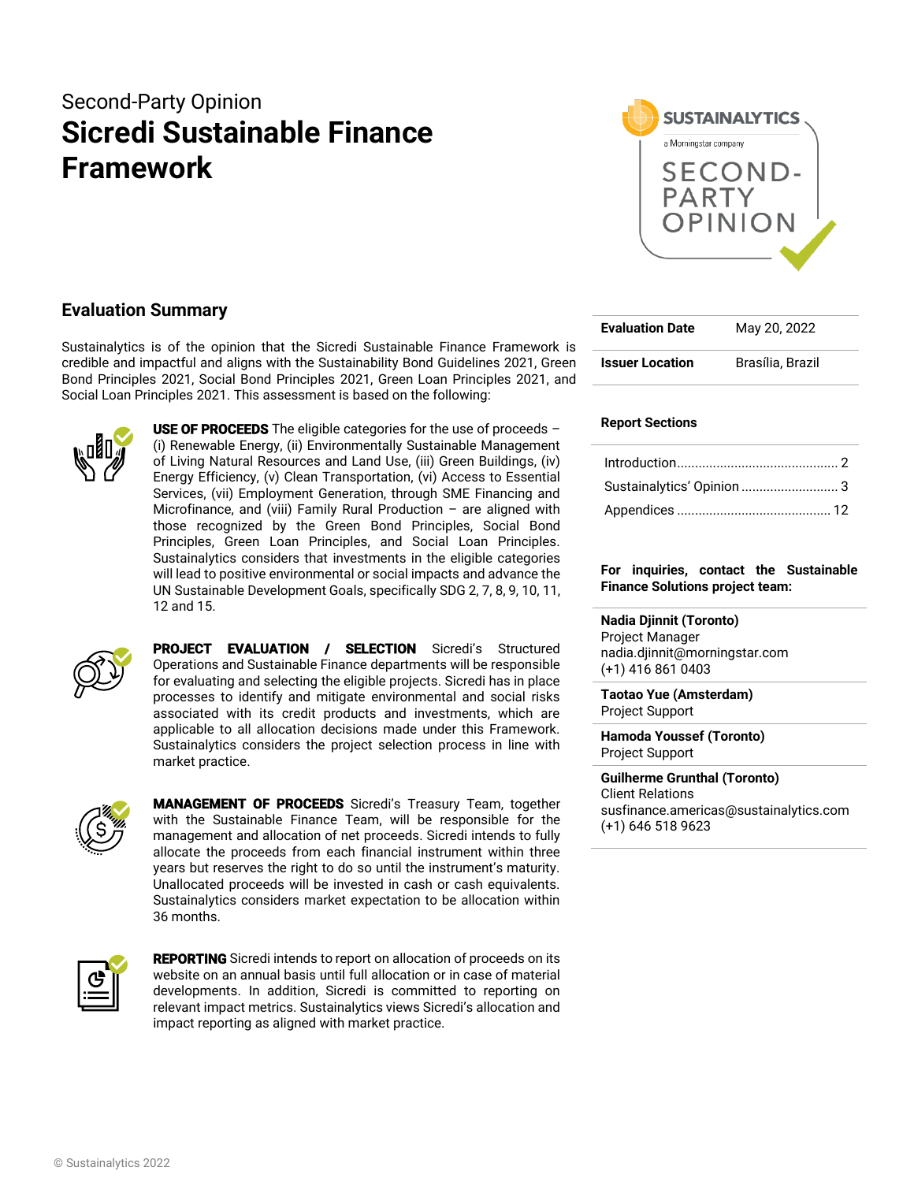Second-Party Opinion

# Sicredi Sustainable Finance Framework

## Evaluation Summary

Sustainalytics is of the opinion that the Sicredi Sustainable Finance Framework is credible and impactful and aligns with the Sustainability Bond Guidelines 2021, Green Bond Principles 2021, Social Bond Principles 2021, Green Loan Principles 2021, and Social Loan Principles 2021. This assessment is based on the following:

**USE OF PROCEEDS** The eligible categories for the use of proceeds – (i) Renewable Energy, (ii) Environmentally Sustainable Management of Living Natural Resources and Land Use, (iii) Green Buildings, (iv) Energy Efficiency, (v) Clean Transportation, (vi) Access to Essential Services, (vii) Employment Generation, through SME Financing and Microfinance, and (viii) Family Rural Production – are aligned with those recognized by the Green Bond Principles, Social Bond Principles, Green Loan Principles, and Social Loan Principles. Sustainalytics considers that investments in the eligible categories will lead to positive environmental or social impacts and advance the UN Sustainable Development Goals, specifically SDG 2, 7, 8, 9, 10, 11, 12 and 15.

**PROJECT EVALUATION / SELECTION** Sicredi's Structured Operations and Sustainable Finance departments will be responsible for evaluating and selecting the eligible projects. Sicredi has in place processes to identify and mitigate environmental and social risks associated with its credit products and investments, which are applicable to all allocation decisions made under this Framework. Sustainalytics considers the project selection process in line with market practice.

**MANAGEMENT OF PROCEEDS** Sicredi's Treasury Team, together with the Sustainable Finance Team, will be responsible for the management and allocation of net proceeds. Sicredi intends to fully allocate the proceeds from each financial instrument within three years but reserves the right to do so until the instrument's maturity. Unallocated proceeds will be invested in cash or cash equivalents. Sustainalytics considers market expectation to be allocation within 36 months.

**REPORTING** Sicredi intends to report on allocation of proceeds on its website on an annual basis until full allocation or in case of material developments. In addition, Sicredi is committed to reporting on relevant impact metrics. Sustainalytics views Sicredi's allocation and impact reporting as aligned with market practice.

| | |
|---|---|
| **Evaluation Date** | May 20, 2022 |
| **Issuer Location** | Brasília, Brazil |

**Report Sections**

- Introduction ... 2
- Sustainalytics' Opinion ... 3
- Appendices ... 12

**For inquiries, contact the Sustainable Finance Solutions project team:**

**Nadia Djinnit (Toronto)**
Project Manager
nadia.djinnit@morningstar.com
(+1) 416 861 0403

**Taotao Yue (Amsterdam)**
Project Support

**Hamoda Youssef (Toronto)**
Project Support

**Guilherme Grunthal (Toronto)**
Client Relations
susfinance.americas@sustainalytics.com
(+1) 646 518 9623

© Sustainalytics 2022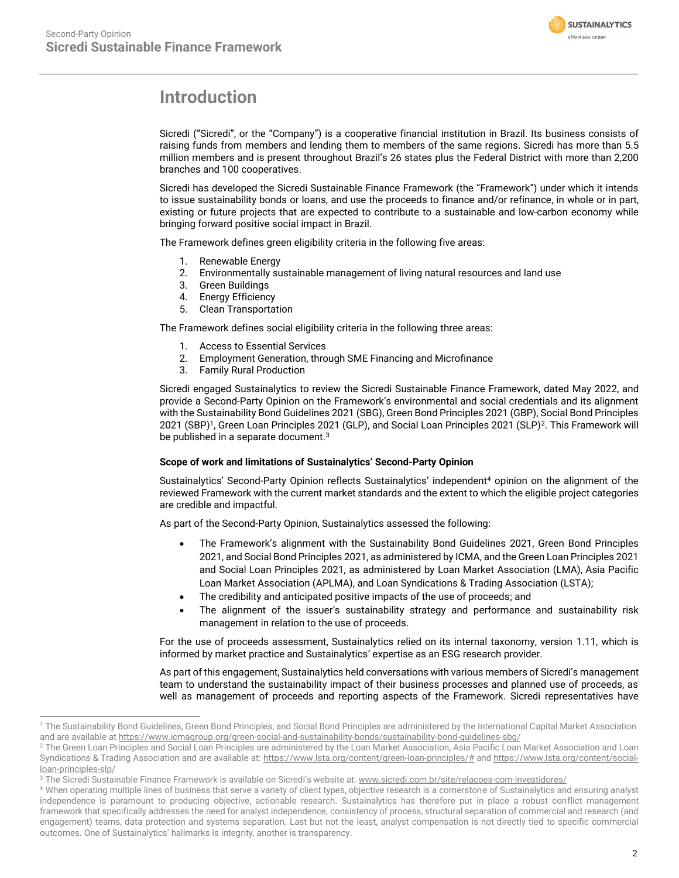# Introduction

Sicredi ("Sicredi", or the "Company") is a cooperative financial institution in Brazil. Its business consists of raising funds from members and lending them to members of the same regions. Sicredi has more than 5.5 million members and is present throughout Brazil's 26 states plus the Federal District with more than 2,200 branches and 100 cooperatives.

Sicredi has developed the Sicredi Sustainable Finance Framework (the "Framework") under which it intends to issue sustainability bonds or loans, and use the proceeds to finance and/or refinance, in whole or in part, existing or future projects that are expected to contribute to a sustainable and low-carbon economy while bringing forward positive social impact in Brazil.

The Framework defines green eligibility criteria in the following five areas:

1. Renewable Energy
2. Environmentally sustainable management of living natural resources and land use
3. Green Buildings
4. Energy Efficiency
5. Clean Transportation

The Framework defines social eligibility criteria in the following three areas:

1. Access to Essential Services
2. Employment Generation, through SME Financing and Microfinance
3. Family Rural Production

Sicredi engaged Sustainalytics to review the Sicredi Sustainable Finance Framework, dated May 2022, and provide a Second-Party Opinion on the Framework's environmental and social credentials and its alignment with the Sustainability Bond Guidelines 2021 (SBG), Green Bond Principles 2021 (GBP), Social Bond Principles 2021 (SBP)[1], Green Loan Principles 2021 (GLP), and Social Loan Principles 2021 (SLP)[2]. This Framework will be published in a separate document.[3]

**Scope of work and limitations of Sustainalytics' Second-Party Opinion**

Sustainalytics' Second-Party Opinion reflects Sustainalytics' independent[4] opinion on the alignment of the reviewed Framework with the current market standards and the extent to which the eligible project categories are credible and impactful.

As part of the Second-Party Opinion, Sustainalytics assessed the following:

- The Framework's alignment with the Sustainability Bond Guidelines 2021, Green Bond Principles 2021, and Social Bond Principles 2021, as administered by ICMA, and the Green Loan Principles 2021 and Social Loan Principles 2021, as administered by Loan Market Association (LMA), Asia Pacific Loan Market Association (APLMA), and Loan Syndications & Trading Association (LSTA);
- The credibility and anticipated positive impacts of the use of proceeds; and
- The alignment of the issuer's sustainability strategy and performance and sustainability risk management in relation to the use of proceeds.

For the use of proceeds assessment, Sustainalytics relied on its internal taxonomy, version 1.11, which is informed by market practice and Sustainalytics' expertise as an ESG research provider.

As part of this engagement, Sustainalytics held conversations with various members of Sicredi's management team to understand the sustainability impact of their business processes and planned use of proceeds, as well as management of proceeds and reporting aspects of the Framework. Sicredi representatives have

---

[1] The Sustainability Bond Guidelines, Green Bond Principles, and Social Bond Principles are administered by the International Capital Market Association and are available at https://www.icmagroup.org/green-social-and-sustainability-bonds/sustainability-bond-guidelines-sbg/

[2] The Green Loan Principles and Social Loan Principles are administered by the Loan Market Association, Asia Pacific Loan Market Association and Loan Syndications & Trading Association and are available at: https://www.lsta.org/content/green-loan-principles/# and https://www.lsta.org/content/social-loan-principles-slp/

[3] The Sicredi Sustainable Finance Framework is available on Sicredi's website at: www.sicredi.com.br/site/relacoes-com-investidores/

[4] When operating multiple lines of business that serve a variety of client types, objective research is a cornerstone of Sustainalytics and ensuring analyst independence is paramount to producing objective, actionable research. Sustainalytics has therefore put in place a robust conflict management framework that specifically addresses the need for analyst independence, consistency of process, structural separation of commercial and research (and engagement) teams, data protection and systems separation. Last but not the least, analyst compensation is not directly tied to specific commercial outcomes. One of Sustainalytics' hallmarks is integrity, another is transparency.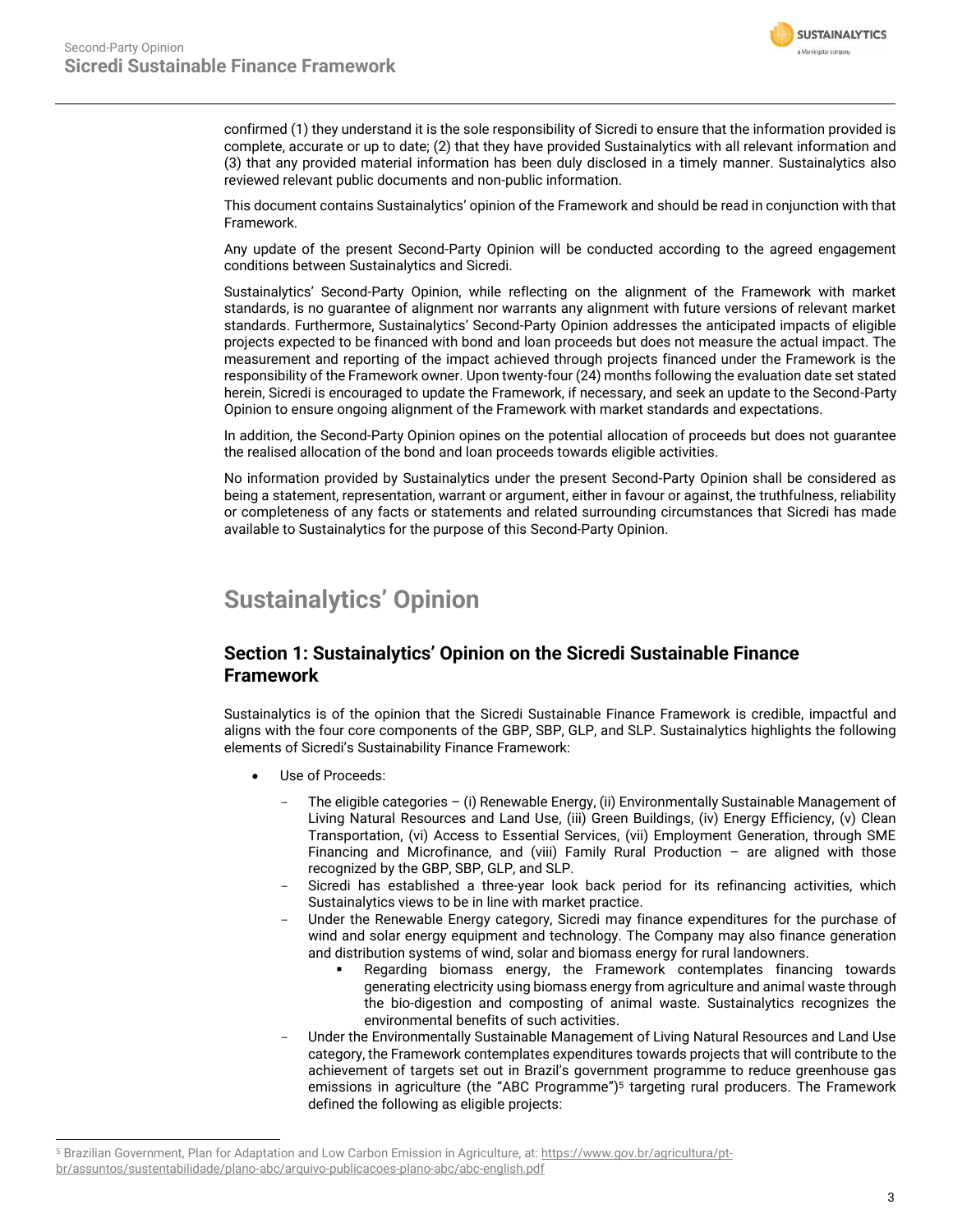confirmed (1) they understand it is the sole responsibility of Sicredi to ensure that the information provided is complete, accurate or up to date; (2) that they have provided Sustainalytics with all relevant information and (3) that any provided material information has been duly disclosed in a timely manner. Sustainalytics also reviewed relevant public documents and non-public information.

This document contains Sustainalytics' opinion of the Framework and should be read in conjunction with that Framework.

Any update of the present Second-Party Opinion will be conducted according to the agreed engagement conditions between Sustainalytics and Sicredi.

Sustainalytics' Second-Party Opinion, while reflecting on the alignment of the Framework with market standards, is no guarantee of alignment nor warrants any alignment with future versions of relevant market standards. Furthermore, Sustainalytics' Second-Party Opinion addresses the anticipated impacts of eligible projects expected to be financed with bond and loan proceeds but does not measure the actual impact. The measurement and reporting of the impact achieved through projects financed under the Framework is the responsibility of the Framework owner. Upon twenty-four (24) months following the evaluation date set stated herein, Sicredi is encouraged to update the Framework, if necessary, and seek an update to the Second-Party Opinion to ensure ongoing alignment of the Framework with market standards and expectations.

In addition, the Second-Party Opinion opines on the potential allocation of proceeds but does not guarantee the realised allocation of the bond and loan proceeds towards eligible activities.

No information provided by Sustainalytics under the present Second-Party Opinion shall be considered as being a statement, representation, warrant or argument, either in favour or against, the truthfulness, reliability or completeness of any facts or statements and related surrounding circumstances that Sicredi has made available to Sustainalytics for the purpose of this Second-Party Opinion.

# Sustainalytics' Opinion

## Section 1: Sustainalytics' Opinion on the Sicredi Sustainable Finance Framework

Sustainalytics is of the opinion that the Sicredi Sustainable Finance Framework is credible, impactful and aligns with the four core components of the GBP, SBP, GLP, and SLP. Sustainalytics highlights the following elements of Sicredi's Sustainability Finance Framework:

- Use of Proceeds:
  - The eligible categories – (i) Renewable Energy, (ii) Environmentally Sustainable Management of Living Natural Resources and Land Use, (iii) Green Buildings, (iv) Energy Efficiency, (v) Clean Transportation, (vi) Access to Essential Services, (vii) Employment Generation, through SME Financing and Microfinance, and (viii) Family Rural Production – are aligned with those recognized by the GBP, SBP, GLP, and SLP.
  - Sicredi has established a three-year look back period for its refinancing activities, which Sustainalytics views to be in line with market practice.
  - Under the Renewable Energy category, Sicredi may finance expenditures for the purchase of wind and solar energy equipment and technology. The Company may also finance generation and distribution systems of wind, solar and biomass energy for rural landowners.
    - Regarding biomass energy, the Framework contemplates financing towards generating electricity using biomass energy from agriculture and animal waste through the bio-digestion and composting of animal waste. Sustainalytics recognizes the environmental benefits of such activities.
  - Under the Environmentally Sustainable Management of Living Natural Resources and Land Use category, the Framework contemplates expenditures towards projects that will contribute to the achievement of targets set out in Brazil's government programme to reduce greenhouse gas emissions in agriculture (the "ABC Programme")[5] targeting rural producers. The Framework defined the following as eligible projects:

[5] Brazilian Government, Plan for Adaptation and Low Carbon Emission in Agriculture, at: https://www.gov.br/agricultura/pt-br/assuntos/sustentabilidade/plano-abc/arquivo-publicacoes-plano-abc/abc-english.pdf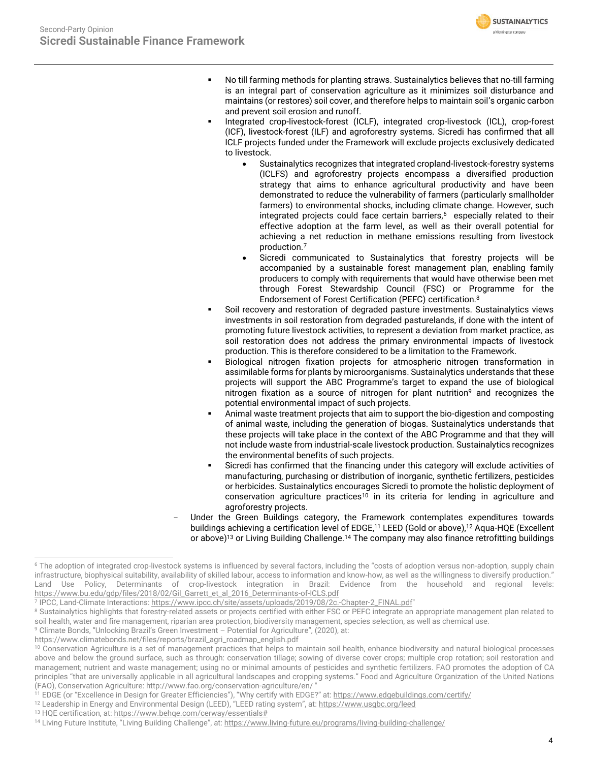- No till farming methods for planting straws. Sustainalytics believes that no-till farming is an integral part of conservation agriculture as it minimizes soil disturbance and maintains (or restores) soil cover, and therefore helps to maintain soil's organic carbon and prevent soil erosion and runoff.
- Integrated crop-livestock-forest (ICLF), integrated crop-livestock (ICL), crop-forest (ICF), livestock-forest (ILF) and agroforestry systems. Sicredi has confirmed that all ICLF projects funded under the Framework will exclude projects exclusively dedicated to livestock.
    - Sustainalytics recognizes that integrated cropland-livestock-forestry systems (ICLFS) and agroforestry projects encompass a diversified production strategy that aims to enhance agricultural productivity and have been demonstrated to reduce the vulnerability of farmers (particularly smallholder farmers) to environmental shocks, including climate change. However, such integrated projects could face certain barriers,[6] especially related to their effective adoption at the farm level, as well as their overall potential for achieving a net reduction in methane emissions resulting from livestock production.[7]
    - Sicredi communicated to Sustainalytics that forestry projects will be accompanied by a sustainable forest management plan, enabling family producers to comply with requirements that would have otherwise been met through Forest Stewardship Council (FSC) or Programme for the Endorsement of Forest Certification (PEFC) certification.[8]
- Soil recovery and restoration of degraded pasture investments. Sustainalytics views investments in soil restoration from degraded pasturelands, if done with the intent of promoting future livestock activities, to represent a deviation from market practice, as soil restoration does not address the primary environmental impacts of livestock production. This is therefore considered to be a limitation to the Framework.
- Biological nitrogen fixation projects for atmospheric nitrogen transformation in assimilable forms for plants by microorganisms. Sustainalytics understands that these projects will support the ABC Programme's target to expand the use of biological nitrogen fixation as a source of nitrogen for plant nutrition[9] and recognizes the potential environmental impact of such projects.
- Animal waste treatment projects that aim to support the bio-digestion and composting of animal waste, including the generation of biogas. Sustainalytics understands that these projects will take place in the context of the ABC Programme and that they will not include waste from industrial-scale livestock production. Sustainalytics recognizes the environmental benefits of such projects.
- Sicredi has confirmed that the financing under this category will exclude activities of manufacturing, purchasing or distribution of inorganic, synthetic fertilizers, pesticides or herbicides. Sustainalytics encourages Sicredi to promote the holistic deployment of conservation agriculture practices[10] in its criteria for lending in agriculture and agroforestry projects.

- Under the Green Buildings category, the Framework contemplates expenditures towards buildings achieving a certification level of EDGE,[11] LEED (Gold or above),[12] Aqua-HQE (Excellent or above)[13] or Living Building Challenge.[14] The company may also finance retrofitting buildings

---

[6] The adoption of integrated crop-livestock systems is influenced by several factors, including the "costs of adoption versus non-adoption, supply chain infrastructure, biophysical suitability, availability of skilled labour, access to information and know-how, as well as the willingness to diversify production." Land Use Policy, Determinants of crop-livestock integration in Brazil: Evidence from the household and regional levels: https://www.bu.edu/gdp/files/2018/02/Gil_Garrett_et_al_2016_Determinants-of-ICLS.pdf

[7] IPCC, Land-Climate Interactions: https://www.ipcc.ch/site/assets/uploads/2019/08/2c.-Chapter-2_FINAL.pdf"

[8] Sustainalytics highlights that forestry-related assets or projects certified with either FSC or PEFC integrate an appropriate management plan related to soil health, water and fire management, riparian area protection, biodiversity management, species selection, as well as chemical use.

[9] Climate Bonds, "Unlocking Brazil's Green Investment – Potential for Agriculture", (2020), at: https://www.climatebonds.net/files/reports/brazil_agri_roadmap_english.pdf

[10] Conservation Agriculture is a set of management practices that helps to maintain soil health, enhance biodiversity and natural biological processes above and below the ground surface, such as through: conservation tillage; sowing of diverse cover crops; multiple crop rotation; soil restoration and management; nutrient and waste management; using no or minimal amounts of pesticides and synthetic fertilizers. FAO promotes the adoption of CA principles "that are universally applicable in all agricultural landscapes and cropping systems." Food and Agriculture Organization of the United Nations (FAO), Conservation Agriculture: http://www.fao.org/conservation-agriculture/en/ "

[11] EDGE (or "Excellence in Design for Greater Efficiencies"), "Why certify with EDGE?" at: https://www.edgebuildings.com/certify/

[12] Leadership in Energy and Environmental Design (LEED), "LEED rating system", at: https://www.usgbc.org/leed

[13] HQE certification, at: https://www.behqe.com/cerway/essentials#

[14] Living Future Institute, "Living Building Challenge", at: https://www.living-future.eu/programs/living-building-challenge/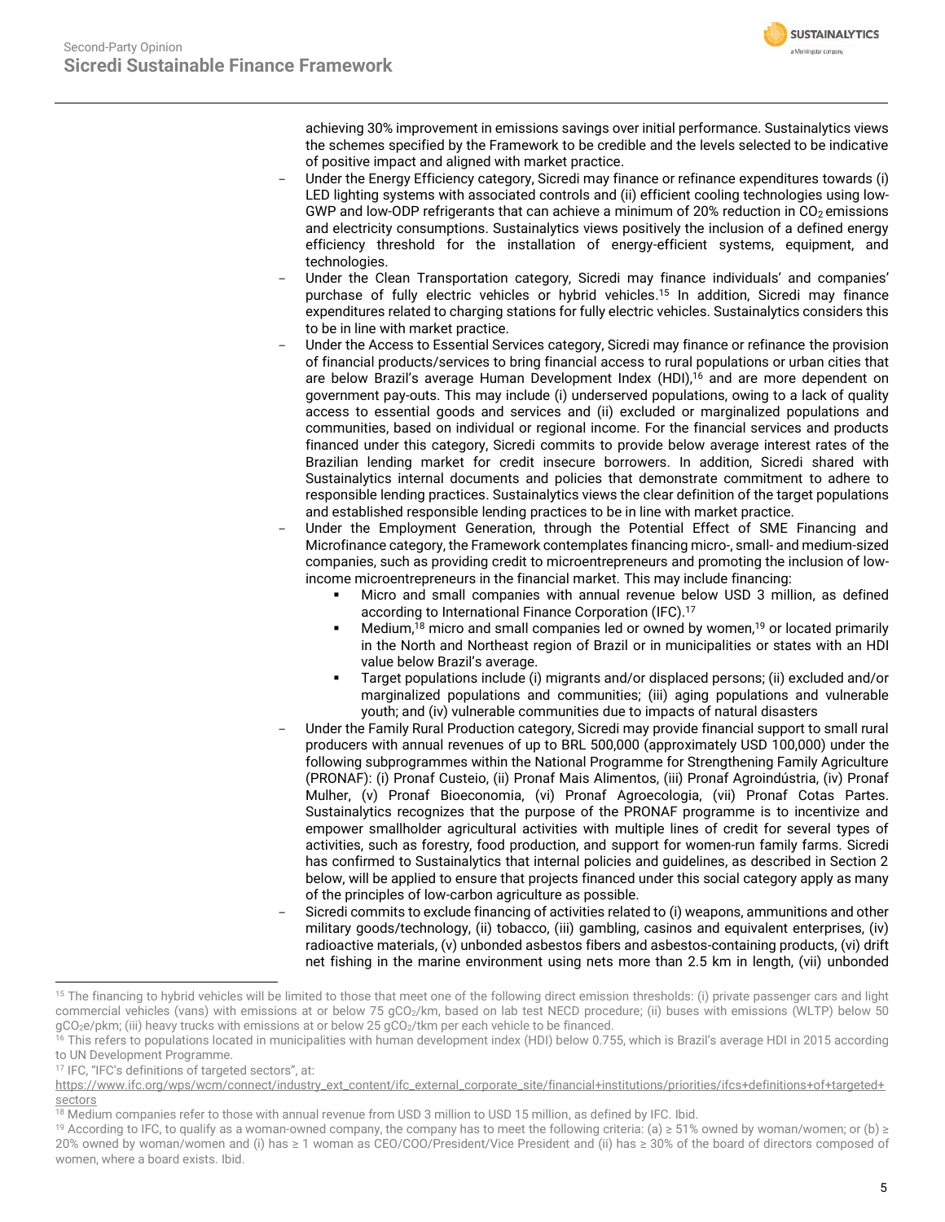achieving 30% improvement in emissions savings over initial performance. Sustainalytics views the schemes specified by the Framework to be credible and the levels selected to be indicative of positive impact and aligned with market practice.

- Under the Energy Efficiency category, Sicredi may finance or refinance expenditures towards (i) LED lighting systems with associated controls and (ii) efficient cooling technologies using low-GWP and low-ODP refrigerants that can achieve a minimum of 20% reduction in $CO_2$ emissions and electricity consumptions. Sustainalytics views positively the inclusion of a defined energy efficiency threshold for the installation of energy-efficient systems, equipment, and technologies.
- Under the Clean Transportation category, Sicredi may finance individuals' and companies' purchase of fully electric vehicles or hybrid vehicles.[15] In addition, Sicredi may finance expenditures related to charging stations for fully electric vehicles. Sustainalytics considers this to be in line with market practice.
- Under the Access to Essential Services category, Sicredi may finance or refinance the provision of financial products/services to bring financial access to rural populations or urban cities that are below Brazil's average Human Development Index (HDI),[16] and are more dependent on government pay-outs. This may include (i) underserved populations, owing to a lack of quality access to essential goods and services and (ii) excluded or marginalized populations and communities, based on individual or regional income. For the financial services and products financed under this category, Sicredi commits to provide below average interest rates of the Brazilian lending market for credit insecure borrowers. In addition, Sicredi shared with Sustainalytics internal documents and policies that demonstrate commitment to adhere to responsible lending practices. Sustainalytics views the clear definition of the target populations and established responsible lending practices to be in line with market practice.
- Under the Employment Generation, through the Potential Effect of SME Financing and Microfinance category, the Framework contemplates financing micro-, small- and medium-sized companies, such as providing credit to microentrepreneurs and promoting the inclusion of low-income microentrepreneurs in the financial market. This may include financing:
  - Micro and small companies with annual revenue below USD 3 million, as defined according to International Finance Corporation (IFC).[17]
  - Medium,[18] micro and small companies led or owned by women,[19] or located primarily in the North and Northeast region of Brazil or in municipalities or states with an HDI value below Brazil's average.
  - Target populations include (i) migrants and/or displaced persons; (ii) excluded and/or marginalized populations and communities; (iii) aging populations and vulnerable youth; and (iv) vulnerable communities due to impacts of natural disasters
- Under the Family Rural Production category, Sicredi may provide financial support to small rural producers with annual revenues of up to BRL 500,000 (approximately USD 100,000) under the following subprogrammes within the National Programme for Strengthening Family Agriculture (PRONAF): (i) Pronaf Custeio, (ii) Pronaf Mais Alimentos, (iii) Pronaf Agroindústria, (iv) Pronaf Mulher, (v) Pronaf Bioeconomia, (vi) Pronaf Agroecologia, (vii) Pronaf Cotas Partes. Sustainalytics recognizes that the purpose of the PRONAF programme is to incentivize and empower smallholder agricultural activities with multiple lines of credit for several types of activities, such as forestry, food production, and support for women-run family farms. Sicredi has confirmed to Sustainalytics that internal policies and guidelines, as described in Section 2 below, will be applied to ensure that projects financed under this social category apply as many of the principles of low-carbon agriculture as possible.
- Sicredi commits to exclude financing of activities related to (i) weapons, ammunitions and other military goods/technology, (ii) tobacco, (iii) gambling, casinos and equivalent enterprises, (iv) radioactive materials, (v) unbonded asbestos fibers and asbestos-containing products, (vi) drift net fishing in the marine environment using nets more than 2.5 km in length, (vii) unbonded

---

[15] The financing to hybrid vehicles will be limited to those that meet one of the following direct emission thresholds: (i) private passenger cars and light commercial vehicles (vans) with emissions at or below 75 $gCO_2$/km, based on lab test NECD procedure; (ii) buses with emissions (WLTP) below 50 $gCO_2e$/pkm; (iii) heavy trucks with emissions at or below 25 $gCO_2$/tkm per each vehicle to be financed.

[16] This refers to populations located in municipalities with human development index (HDI) below 0.755, which is Brazil's average HDI in 2015 according to UN Development Programme.

[17] IFC, "IFC's definitions of targeted sectors", at: https://www.ifc.org/wps/wcm/connect/industry_ext_content/ifc_external_corporate_site/financial+institutions/priorities/ifcs+definitions+of+targeted+sectors

[18] Medium companies refer to those with annual revenue from USD 3 million to USD 15 million, as defined by IFC. Ibid.

[19] According to IFC, to qualify as a woman-owned company, the company has to meet the following criteria: (a) ≥ 51% owned by woman/women; or (b) ≥ 20% owned by woman/women and (i) has ≥ 1 woman as CEO/COO/President/Vice President and (ii) has ≥ 30% of the board of directors composed of women, where a board exists. Ibid.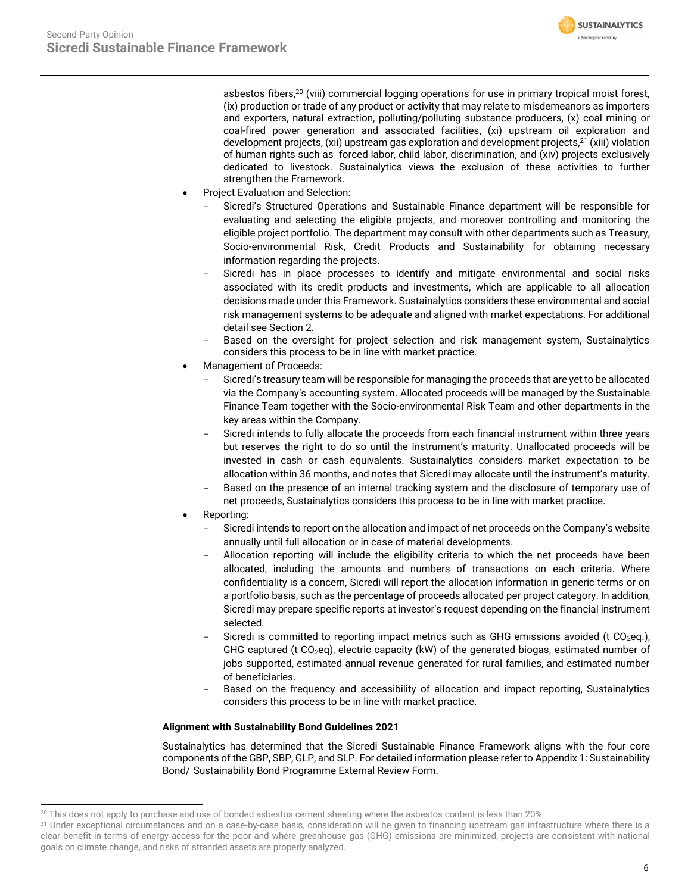asbestos fibers,[20] (viii) commercial logging operations for use in primary tropical moist forest, (ix) production or trade of any product or activity that may relate to misdemeanors as importers and exporters, natural extraction, polluting/polluting substance producers, (x) coal mining or coal-fired power generation and associated facilities, (xi) upstream oil exploration and development projects, (xii) upstream gas exploration and development projects,[21] (xiii) violation of human rights such as forced labor, child labor, discrimination, and (xiv) projects exclusively dedicated to livestock. Sustainalytics views the exclusion of these activities to further strengthen the Framework.

- Project Evaluation and Selection:
  - Sicredi's Structured Operations and Sustainable Finance department will be responsible for evaluating and selecting the eligible projects, and moreover controlling and monitoring the eligible project portfolio. The department may consult with other departments such as Treasury, Socio-environmental Risk, Credit Products and Sustainability for obtaining necessary information regarding the projects.
  - Sicredi has in place processes to identify and mitigate environmental and social risks associated with its credit products and investments, which are applicable to all allocation decisions made under this Framework. Sustainalytics considers these environmental and social risk management systems to be adequate and aligned with market expectations. For additional detail see Section 2.
  - Based on the oversight for project selection and risk management system, Sustainalytics considers this process to be in line with market practice.
- Management of Proceeds:
  - Sicredi's treasury team will be responsible for managing the proceeds that are yet to be allocated via the Company's accounting system. Allocated proceeds will be managed by the Sustainable Finance Team together with the Socio-environmental Risk Team and other departments in the key areas within the Company.
  - Sicredi intends to fully allocate the proceeds from each financial instrument within three years but reserves the right to do so until the instrument's maturity. Unallocated proceeds will be invested in cash or cash equivalents. Sustainalytics considers market expectation to be allocation within 36 months, and notes that Sicredi may allocate until the instrument's maturity.
  - Based on the presence of an internal tracking system and the disclosure of temporary use of net proceeds, Sustainalytics considers this process to be in line with market practice.
- Reporting:
  - Sicredi intends to report on the allocation and impact of net proceeds on the Company's website annually until full allocation or in case of material developments.
  - Allocation reporting will include the eligibility criteria to which the net proceeds have been allocated, including the amounts and numbers of transactions on each criteria. Where confidentiality is a concern, Sicredi will report the allocation information in generic terms or on a portfolio basis, such as the percentage of proceeds allocated per project category. In addition, Sicredi may prepare specific reports at investor's request depending on the financial instrument selected.
  - Sicredi is committed to reporting impact metrics such as GHG emissions avoided (t $CO_2$eq.), GHG captured (t $CO_2$eq), electric capacity (kW) of the generated biogas, estimated number of jobs supported, estimated annual revenue generated for rural families, and estimated number of beneficiaries.
  - Based on the frequency and accessibility of allocation and impact reporting, Sustainalytics considers this process to be in line with market practice.

**Alignment with Sustainability Bond Guidelines 2021**

Sustainalytics has determined that the Sicredi Sustainable Finance Framework aligns with the four core components of the GBP, SBP, GLP, and SLP. For detailed information please refer to Appendix 1: Sustainability Bond/ Sustainability Bond Programme External Review Form.

---

[20] This does not apply to purchase and use of bonded asbestos cement sheeting where the asbestos content is less than 20%.

[21] Under exceptional circumstances and on a case-by-case basis, consideration will be given to financing upstream gas infrastructure where there is a clear benefit in terms of energy access for the poor and where greenhouse gas (GHG) emissions are minimized, projects are consistent with national goals on climate change, and risks of stranded assets are properly analyzed.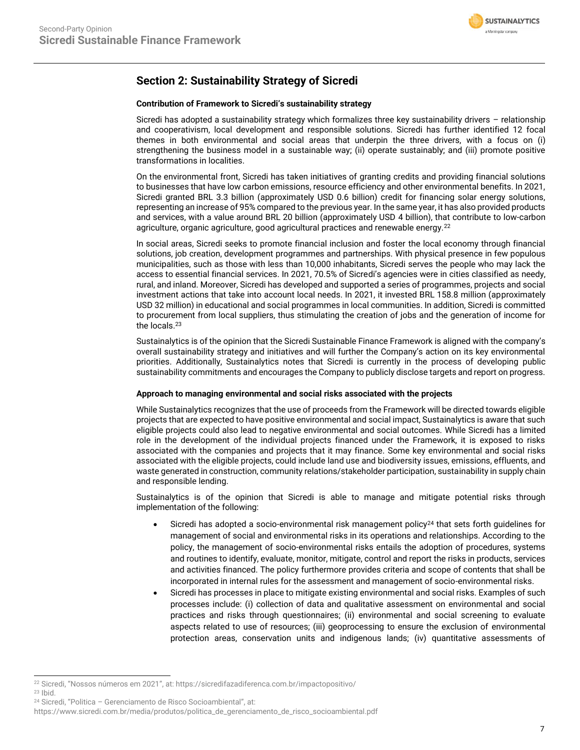## Section 2: Sustainability Strategy of Sicredi

**Contribution of Framework to Sicredi's sustainability strategy**

Sicredi has adopted a sustainability strategy which formalizes three key sustainability drivers – relationship and cooperativism, local development and responsible solutions. Sicredi has further identified 12 focal themes in both environmental and social areas that underpin the three drivers, with a focus on (i) strengthening the business model in a sustainable way; (ii) operate sustainably; and (iii) promote positive transformations in localities.

On the environmental front, Sicredi has taken initiatives of granting credits and providing financial solutions to businesses that have low carbon emissions, resource efficiency and other environmental benefits. In 2021, Sicredi granted BRL 3.3 billion (approximately USD 0.6 billion) credit for financing solar energy solutions, representing an increase of 95% compared to the previous year. In the same year, it has also provided products and services, with a value around BRL 20 billion (approximately USD 4 billion), that contribute to low-carbon agriculture, organic agriculture, good agricultural practices and renewable energy.[22]

In social areas, Sicredi seeks to promote financial inclusion and foster the local economy through financial solutions, job creation, development programmes and partnerships. With physical presence in few populous municipalities, such as those with less than 10,000 inhabitants, Sicredi serves the people who may lack the access to essential financial services. In 2021, 70.5% of Sicredi's agencies were in cities classified as needy, rural, and inland. Moreover, Sicredi has developed and supported a series of programmes, projects and social investment actions that take into account local needs. In 2021, it invested BRL 158.8 million (approximately USD 32 million) in educational and social programmes in local communities. In addition, Sicredi is committed to procurement from local suppliers, thus stimulating the creation of jobs and the generation of income for the locals.[23]

Sustainalytics is of the opinion that the Sicredi Sustainable Finance Framework is aligned with the company's overall sustainability strategy and initiatives and will further the Company's action on its key environmental priorities. Additionally, Sustainalytics notes that Sicredi is currently in the process of developing public sustainability commitments and encourages the Company to publicly disclose targets and report on progress.

**Approach to managing environmental and social risks associated with the projects**

While Sustainalytics recognizes that the use of proceeds from the Framework will be directed towards eligible projects that are expected to have positive environmental and social impact, Sustainalytics is aware that such eligible projects could also lead to negative environmental and social outcomes. While Sicredi has a limited role in the development of the individual projects financed under the Framework, it is exposed to risks associated with the companies and projects that it may finance. Some key environmental and social risks associated with the eligible projects, could include land use and biodiversity issues, emissions, effluents, and waste generated in construction, community relations/stakeholder participation, sustainability in supply chain and responsible lending.

Sustainalytics is of the opinion that Sicredi is able to manage and mitigate potential risks through implementation of the following:

- Sicredi has adopted a socio-environmental risk management policy[24] that sets forth guidelines for management of social and environmental risks in its operations and relationships. According to the policy, the management of socio-environmental risks entails the adoption of procedures, systems and routines to identify, evaluate, monitor, mitigate, control and report the risks in products, services and activities financed. The policy furthermore provides criteria and scope of contents that shall be incorporated in internal rules for the assessment and management of socio-environmental risks.
- Sicredi has processes in place to mitigate existing environmental and social risks. Examples of such processes include: (i) collection of data and qualitative assessment on environmental and social practices and risks through questionnaires; (ii) environmental and social screening to evaluate aspects related to use of resources; (iii) geoprocessing to ensure the exclusion of environmental protection areas, conservation units and indigenous lands; (iv) quantitative assessments of

---

[22] Sicredi, "Nossos números em 2021", at: https://sicredifazadiferenca.com.br/impactopositivo/

[23] Ibid.

[24] Sicredi, "Politica – Gerenciamento de Risco Socioambiental", at: https://www.sicredi.com.br/media/produtos/politica_de_gerenciamento_de_risco_socioambiental.pdf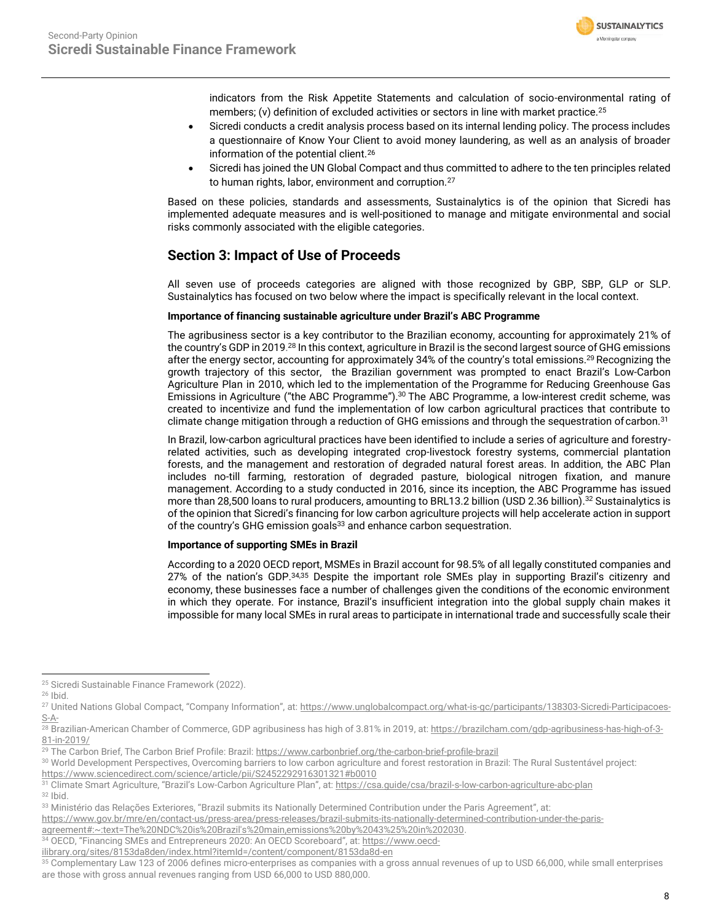indicators from the Risk Appetite Statements and calculation of socio-environmental rating of members; (v) definition of excluded activities or sectors in line with market practice.[25]

- Sicredi conducts a credit analysis process based on its internal lending policy. The process includes a questionnaire of Know Your Client to avoid money laundering, as well as an analysis of broader information of the potential client.[26]
- Sicredi has joined the UN Global Compact and thus committed to adhere to the ten principles related to human rights, labor, environment and corruption.[27]

Based on these policies, standards and assessments, Sustainalytics is of the opinion that Sicredi has implemented adequate measures and is well-positioned to manage and mitigate environmental and social risks commonly associated with the eligible categories.

## Section 3: Impact of Use of Proceeds

All seven use of proceeds categories are aligned with those recognized by GBP, SBP, GLP or SLP. Sustainalytics has focused on two below where the impact is specifically relevant in the local context.

**Importance of financing sustainable agriculture under Brazil's ABC Programme**

The agribusiness sector is a key contributor to the Brazilian economy, accounting for approximately 21% of the country's GDP in 2019.[28] In this context, agriculture in Brazil is the second largest source of GHG emissions after the energy sector, accounting for approximately 34% of the country's total emissions.[29] Recognizing the growth trajectory of this sector, the Brazilian government was prompted to enact Brazil's Low-Carbon Agriculture Plan in 2010, which led to the implementation of the Programme for Reducing Greenhouse Gas Emissions in Agriculture ("the ABC Programme").[30] The ABC Programme, a low-interest credit scheme, was created to incentivize and fund the implementation of low carbon agricultural practices that contribute to climate change mitigation through a reduction of GHG emissions and through the sequestration of carbon.[31]

In Brazil, low-carbon agricultural practices have been identified to include a series of agriculture and forestry-related activities, such as developing integrated crop-livestock forestry systems, commercial plantation forests, and the management and restoration of degraded natural forest areas. In addition, the ABC Plan includes no-till farming, restoration of degraded pasture, biological nitrogen fixation, and manure management. According to a study conducted in 2016, since its inception, the ABC Programme has issued more than 28,500 loans to rural producers, amounting to BRL13.2 billion (USD 2.36 billion).[32] Sustainalytics is of the opinion that Sicredi's financing for low carbon agriculture projects will help accelerate action in support of the country's GHG emission goals[33] and enhance carbon sequestration.

**Importance of supporting SMEs in Brazil**

According to a 2020 OECD report, MSMEs in Brazil account for 98.5% of all legally constituted companies and 27% of the nation's GDP.[34,35] Despite the important role SMEs play in supporting Brazil's citizenry and economy, these businesses face a number of challenges given the conditions of the economic environment in which they operate. For instance, Brazil's insufficient integration into the global supply chain makes it impossible for many local SMEs in rural areas to participate in international trade and successfully scale their

---

[25] Sicredi Sustainable Finance Framework (2022).

[26] Ibid.

[27] United Nations Global Compact, "Company Information", at: https://www.unglobalcompact.org/what-is-gc/participants/138303-Sicredi-Participacoes-S-A-

[28] Brazilian-American Chamber of Commerce, GDP agribusiness has high of 3.81% in 2019, at: https://brazilcham.com/gdp-agribusiness-has-high-of-3-81-in-2019/

[29] The Carbon Brief, The Carbon Brief Profile: Brazil: https://www.carbonbrief.org/the-carbon-brief-profile-brazil

[30] World Development Perspectives, Overcoming barriers to low carbon agriculture and forest restoration in Brazil: The Rural Sustentável project: https://www.sciencedirect.com/science/article/pii/S2452292916301321#b0010

[31] Climate Smart Agriculture, "Brazil's Low-Carbon Agriculture Plan", at: https://csa.guide/csa/brazil-s-low-carbon-agriculture-abc-plan

[32] Ibid.

[33] Ministério das Relações Exteriores, "Brazil submits its Nationally Determined Contribution under the Paris Agreement", at: https://www.gov.br/mre/en/contact-us/press-area/press-releases/brazil-submits-its-nationally-determined-contribution-under-the-paris-agreement#:~:text=The%20NDC%20is%20Brazil's%20main,emissions%20by%2043%25%20in%202030.

[34] OECD, "Financing SMEs and Entrepreneurs 2020: An OECD Scoreboard", at: https://www.oecd-ilibrary.org/sites/8153da8den/index.html?itemId=/content/component/8153da8d-en

[35] Complementary Law 123 of 2006 defines micro-enterprises as companies with a gross annual revenues of up to USD 66,000, while small enterprises are those with gross annual revenues ranging from USD 66,000 to USD 880,000.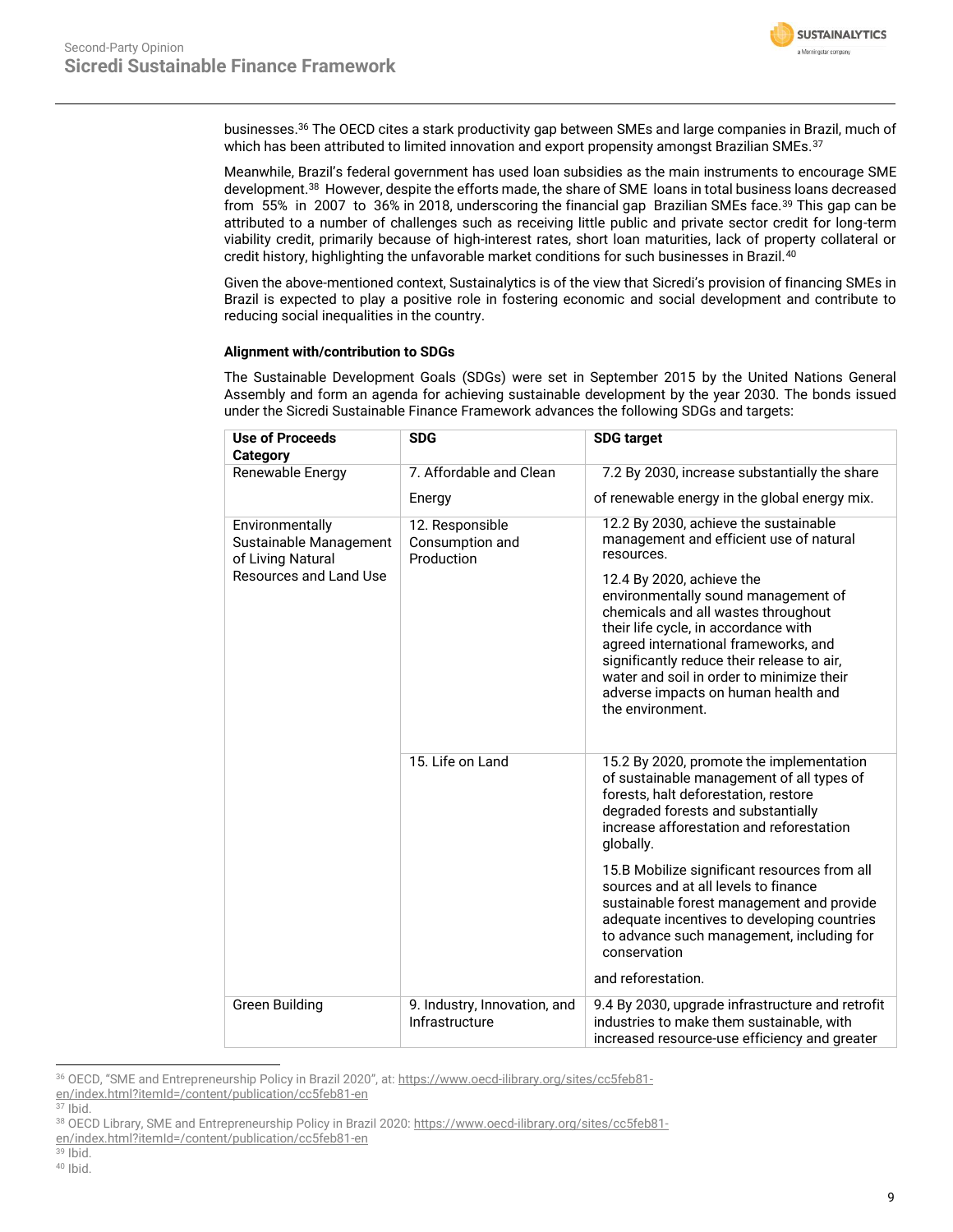businesses.[36] The OECD cites a stark productivity gap between SMEs and large companies in Brazil, much of which has been attributed to limited innovation and export propensity amongst Brazilian SMEs.[37]

Meanwhile, Brazil's federal government has used loan subsidies as the main instruments to encourage SME development.[38] However, despite the efforts made, the share of SME loans in total business loans decreased from 55% in 2007 to 36% in 2018, underscoring the financial gap Brazilian SMEs face.[39] This gap can be attributed to a number of challenges such as receiving little public and private sector credit for long-term viability credit, primarily because of high-interest rates, short loan maturities, lack of property collateral or credit history, highlighting the unfavorable market conditions for such businesses in Brazil.[40]

Given the above-mentioned context, Sustainalytics is of the view that Sicredi's provision of financing SMEs in Brazil is expected to play a positive role in fostering economic and social development and contribute to reducing social inequalities in the country.

**Alignment with/contribution to SDGs**

The Sustainable Development Goals (SDGs) were set in September 2015 by the United Nations General Assembly and form an agenda for achieving sustainable development by the year 2030. The bonds issued under the Sicredi Sustainable Finance Framework advances the following SDGs and targets:

| Use of Proceeds Category | SDG | SDG target |
|---|---|---|
| Renewable Energy | 7. Affordable and Clean Energy | 7.2 By 2030, increase substantially the share of renewable energy in the global energy mix. |
| Environmentally Sustainable Management of Living Natural Resources and Land Use | 12. Responsible Consumption and Production | 12.2 By 2030, achieve the sustainable management and efficient use of natural resources.<br><br>12.4 By 2020, achieve the environmentally sound management of chemicals and all wastes throughout their life cycle, in accordance with agreed international frameworks, and significantly reduce their release to air, water and soil in order to minimize their adverse impacts on human health and the environment. |
| | 15. Life on Land | 15.2 By 2020, promote the implementation of sustainable management of all types of forests, halt deforestation, restore degraded forests and substantially increase afforestation and reforestation globally.<br><br>15.B Mobilize significant resources from all sources and at all levels to finance sustainable forest management and provide adequate incentives to developing countries to advance such management, including for conservation and reforestation. |
| Green Building | 9. Industry, Innovation, and Infrastructure | 9.4 By 2030, upgrade infrastructure and retrofit industries to make them sustainable, with increased resource-use efficiency and greater |

[36] OECD, "SME and Entrepreneurship Policy in Brazil 2020", at: https://www.oecd-ilibrary.org/sites/cc5feb81-en/index.html?itemId=/content/publication/cc5feb81-en

[37] Ibid.

[38] OECD Library, SME and Entrepreneurship Policy in Brazil 2020: https://www.oecd-ilibrary.org/sites/cc5feb81-en/index.html?itemId=/content/publication/cc5feb81-en

[39] Ibid.

[40] Ibid.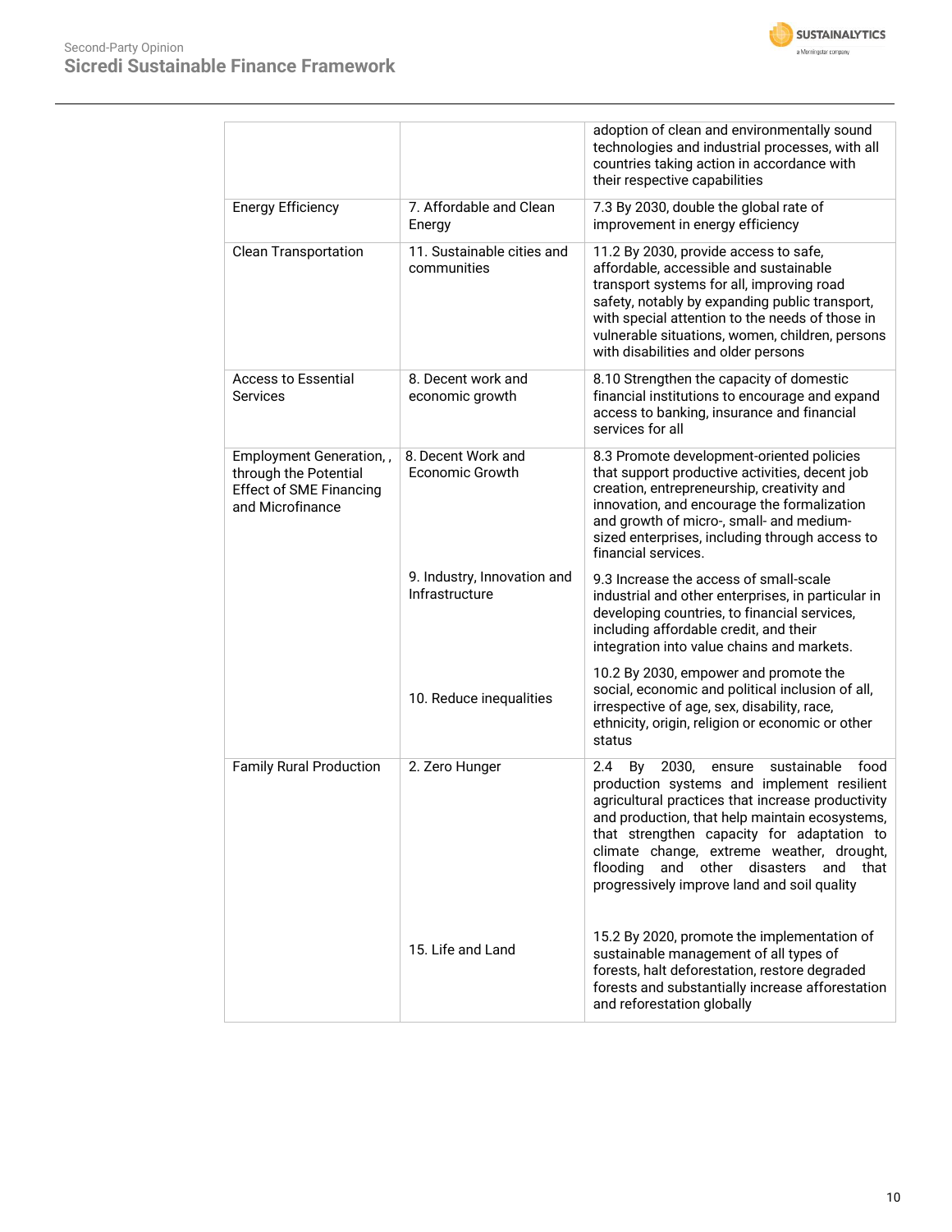| | | |
|---|---|---|
| | | adoption of clean and environmentally sound technologies and industrial processes, with all countries taking action in accordance with their respective capabilities |
| Energy Efficiency | 7. Affordable and Clean Energy | 7.3 By 2030, double the global rate of improvement in energy efficiency |
| Clean Transportation | 11. Sustainable cities and communities | 11.2 By 2030, provide access to safe, affordable, accessible and sustainable transport systems for all, improving road safety, notably by expanding public transport, with special attention to the needs of those in vulnerable situations, women, children, persons with disabilities and older persons |
| Access to Essential Services | 8. Decent work and economic growth | 8.10 Strengthen the capacity of domestic financial institutions to encourage and expand access to banking, insurance and financial services for all |
| Employment Generation, , through the Potential Effect of SME Financing and Microfinance | 8. Decent Work and Economic Growth | 8.3 Promote development-oriented policies that support productive activities, decent job creation, entrepreneurship, creativity and innovation, and encourage the formalization and growth of micro-, small- and medium-sized enterprises, including through access to financial services. |
| | 9. Industry, Innovation and Infrastructure | 9.3 Increase the access of small-scale industrial and other enterprises, in particular in developing countries, to financial services, including affordable credit, and their integration into value chains and markets. |
| | 10. Reduce inequalities | 10.2 By 2030, empower and promote the social, economic and political inclusion of all, irrespective of age, sex, disability, race, ethnicity, origin, religion or economic or other status |
| Family Rural Production | 2. Zero Hunger | 2.4 By 2030, ensure sustainable food production systems and implement resilient agricultural practices that increase productivity and production, that help maintain ecosystems, that strengthen capacity for adaptation to climate change, extreme weather, drought, flooding and other disasters and that progressively improve land and soil quality |
| | 15. Life and Land | 15.2 By 2020, promote the implementation of sustainable management of all types of forests, halt deforestation, restore degraded forests and substantially increase afforestation and reforestation globally |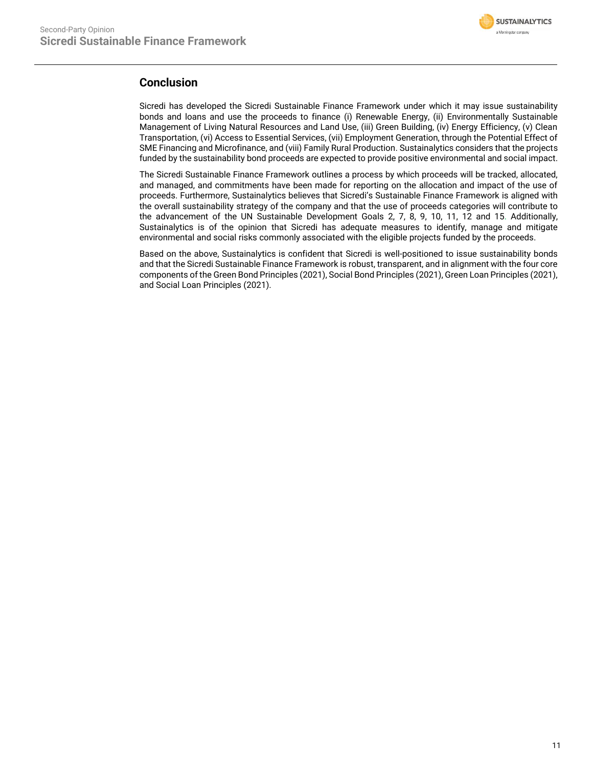## Conclusion

Sicredi has developed the Sicredi Sustainable Finance Framework under which it may issue sustainability bonds and loans and use the proceeds to finance (i) Renewable Energy, (ii) Environmentally Sustainable Management of Living Natural Resources and Land Use, (iii) Green Building, (iv) Energy Efficiency, (v) Clean Transportation, (vi) Access to Essential Services, (vii) Employment Generation, through the Potential Effect of SME Financing and Microfinance, and (viii) Family Rural Production. Sustainalytics considers that the projects funded by the sustainability bond proceeds are expected to provide positive environmental and social impact.

The Sicredi Sustainable Finance Framework outlines a process by which proceeds will be tracked, allocated, and managed, and commitments have been made for reporting on the allocation and impact of the use of proceeds. Furthermore, Sustainalytics believes that Sicredi's Sustainable Finance Framework is aligned with the overall sustainability strategy of the company and that the use of proceeds categories will contribute to the advancement of the UN Sustainable Development Goals 2, 7, 8, 9, 10, 11, 12 and 15. Additionally, Sustainalytics is of the opinion that Sicredi has adequate measures to identify, manage and mitigate environmental and social risks commonly associated with the eligible projects funded by the proceeds.

Based on the above, Sustainalytics is confident that Sicredi is well-positioned to issue sustainability bonds and that the Sicredi Sustainable Finance Framework is robust, transparent, and in alignment with the four core components of the Green Bond Principles (2021), Social Bond Principles (2021), Green Loan Principles (2021), and Social Loan Principles (2021).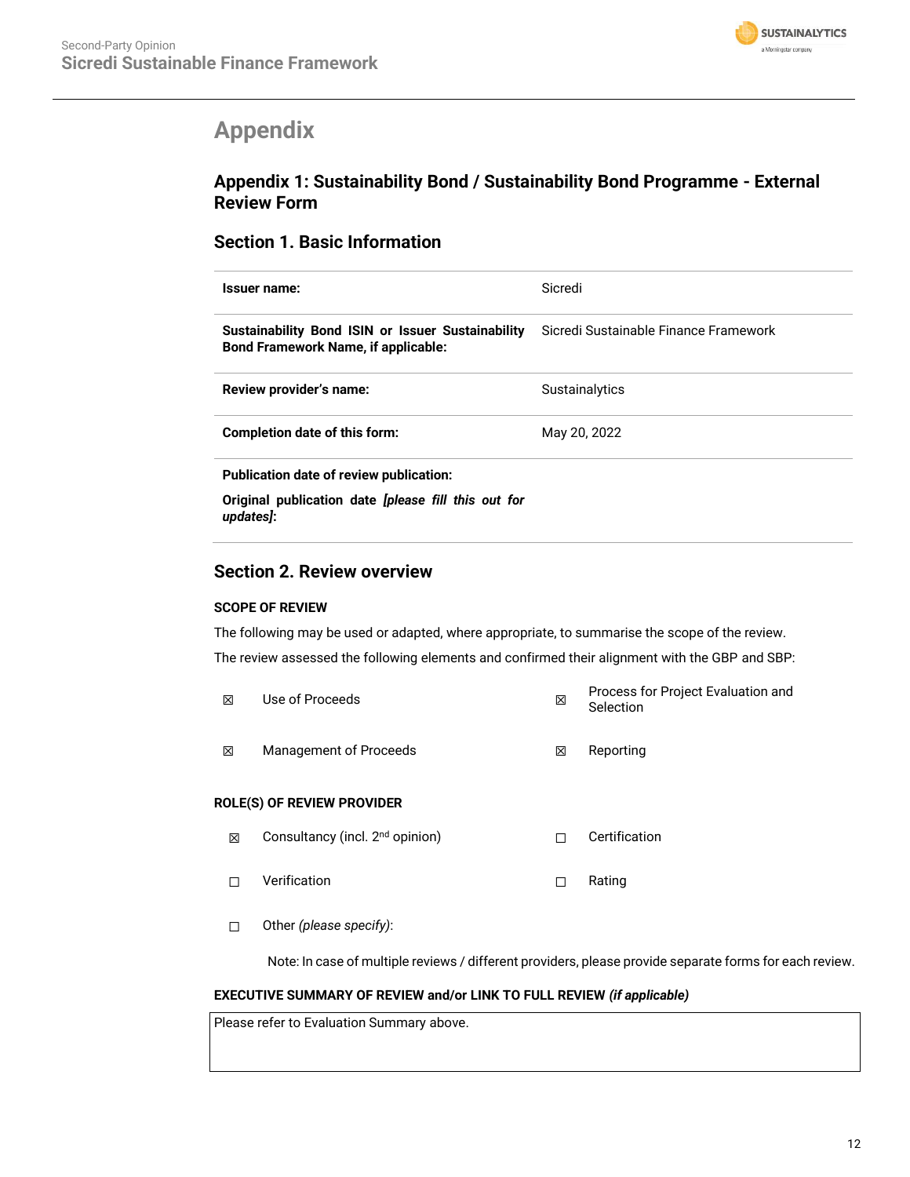# Appendix

## Appendix 1: Sustainability Bond / Sustainability Bond Programme - External Review Form

### Section 1. Basic Information

| | |
|---|---|
| **Issuer name:** | Sicredi |
| **Sustainability Bond ISIN or Issuer Sustainability Bond Framework Name, if applicable:** | Sicredi Sustainable Finance Framework |
| **Review provider's name:** | Sustainalytics |
| **Completion date of this form:** | May 20, 2022 |
| **Publication date of review publication:**<br>**Original publication date *[please fill this out for updates]*:** | |

### Section 2. Review overview

**SCOPE OF REVIEW**

The following may be used or adapted, where appropriate, to summarise the scope of the review.

The review assessed the following elements and confirmed their alignment with the GBP and SBP:

| | | | |
|---|---|---|---|
| ☒ | Use of Proceeds | ☒ | Process for Project Evaluation and Selection |
| ☒ | Management of Proceeds | ☒ | Reporting |

**ROLE(S) OF REVIEW PROVIDER**

| | | | |
|---|---|---|---|
| ☒ | Consultancy (incl. 2nd opinion) | ☐ | Certification |
| ☐ | Verification | ☐ | Rating |
| ☐ | Other *(please specify)*: | | |

Note: In case of multiple reviews / different providers, please provide separate forms for each review.

**EXECUTIVE SUMMARY OF REVIEW and/or LINK TO FULL REVIEW *(if applicable)***

| |
|---|
| Please refer to Evaluation Summary above. |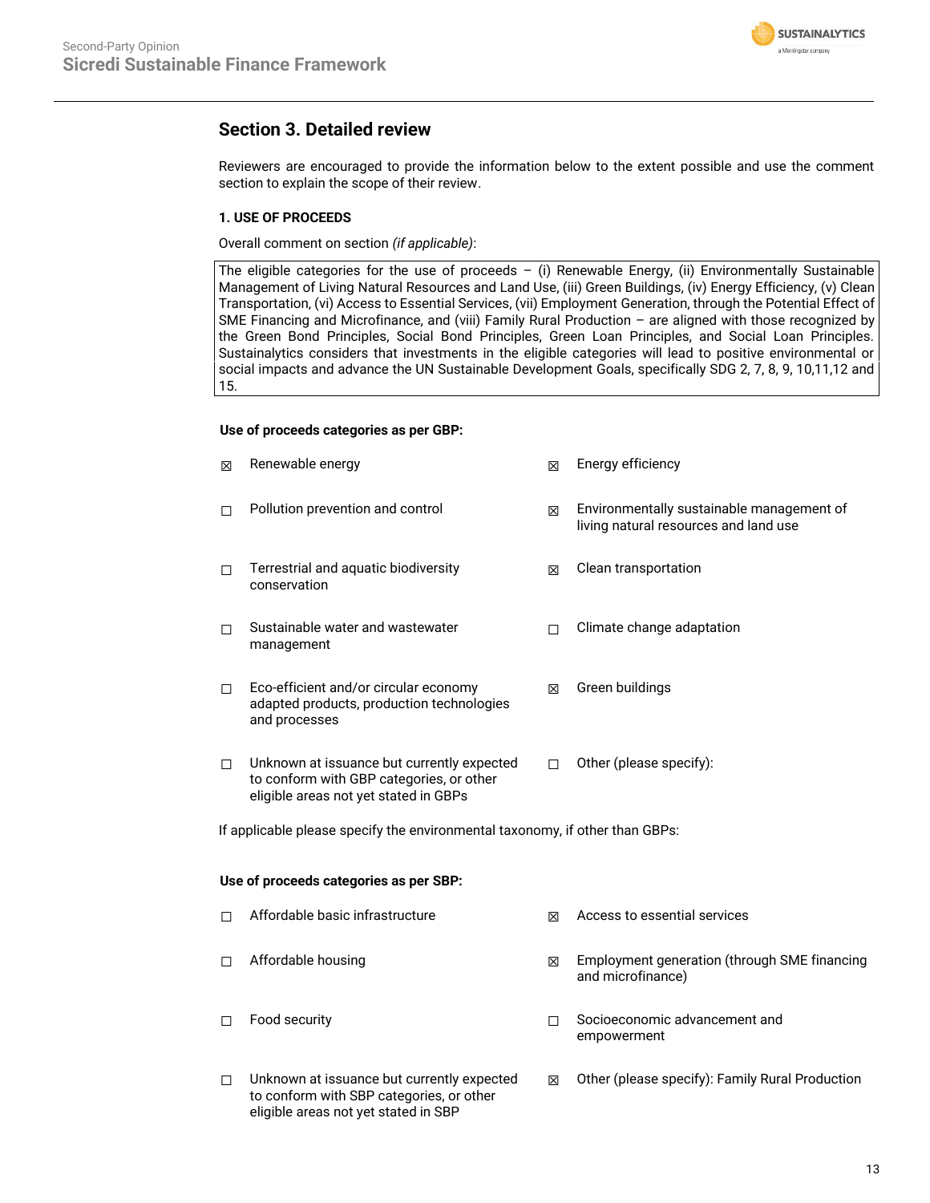## Section 3. Detailed review

Reviewers are encouraged to provide the information below to the extent possible and use the comment section to explain the scope of their review.

### 1. USE OF PROCEEDS

Overall comment on section *(if applicable)*:

The eligible categories for the use of proceeds – (i) Renewable Energy, (ii) Environmentally Sustainable Management of Living Natural Resources and Land Use, (iii) Green Buildings, (iv) Energy Efficiency, (v) Clean Transportation, (vi) Access to Essential Services, (vii) Employment Generation, through the Potential Effect of SME Financing and Microfinance, and (viii) Family Rural Production – are aligned with those recognized by the Green Bond Principles, Social Bond Principles, Green Loan Principles, and Social Loan Principles. Sustainalytics considers that investments in the eligible categories will lead to positive environmental or social impacts and advance the UN Sustainable Development Goals, specifically SDG 2, 7, 8, 9, 10,11,12 and 15.

**Use of proceeds categories as per GBP:**

- ☒ Renewable energy
- ☒ Energy efficiency
- ☐ Pollution prevention and control
- ☒ Environmentally sustainable management of living natural resources and land use
- ☐ Terrestrial and aquatic biodiversity conservation
- ☒ Clean transportation
- ☐ Sustainable water and wastewater management
- ☐ Climate change adaptation
- ☐ Eco-efficient and/or circular economy adapted products, production technologies and processes
- ☒ Green buildings
- ☐ Unknown at issuance but currently expected to conform with GBP categories, or other eligible areas not yet stated in GBPs
- ☐ Other (please specify):

If applicable please specify the environmental taxonomy, if other than GBPs:

**Use of proceeds categories as per SBP:**

- ☐ Affordable basic infrastructure
- ☒ Access to essential services
- ☐ Affordable housing
- ☒ Employment generation (through SME financing and microfinance)
- ☐ Food security
- ☐ Socioeconomic advancement and empowerment
- ☐ Unknown at issuance but currently expected to conform with SBP categories, or other eligible areas not yet stated in SBP
- ☒ Other (please specify): Family Rural Production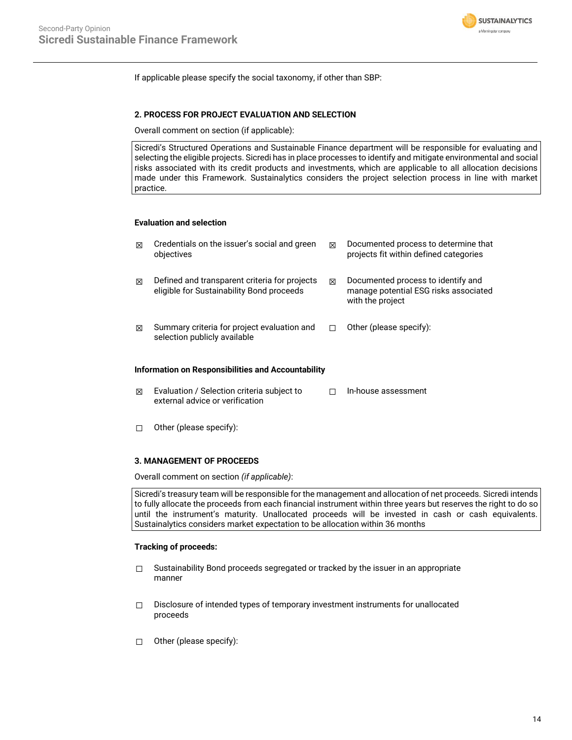If applicable please specify the social taxonomy, if other than SBP:

### 2. PROCESS FOR PROJECT EVALUATION AND SELECTION

Overall comment on section (if applicable):

| Sicredi's Structured Operations and Sustainable Finance department will be responsible for evaluating and selecting the eligible projects. Sicredi has in place processes to identify and mitigate environmental and social risks associated with its credit products and investments, which are applicable to all allocation decisions made under this Framework. Sustainalytics considers the project selection process in line with market practice. |
|---|

#### Evaluation and selection

- ☒ Credentials on the issuer's social and green objectives
- ☒ Documented process to determine that projects fit within defined categories
- ☒ Defined and transparent criteria for projects eligible for Sustainability Bond proceeds
- ☒ Documented process to identify and manage potential ESG risks associated with the project
- ☒ Summary criteria for project evaluation and selection publicly available
- ☐ Other (please specify):

#### Information on Responsibilities and Accountability

- ☒ Evaluation / Selection criteria subject to external advice or verification
- ☐ In-house assessment
- ☐ Other (please specify):

### 3. MANAGEMENT OF PROCEEDS

Overall comment on section *(if applicable)*:

| Sicredi's treasury team will be responsible for the management and allocation of net proceeds. Sicredi intends to fully allocate the proceeds from each financial instrument within three years but reserves the right to do so until the instrument's maturity. Unallocated proceeds will be invested in cash or cash equivalents. Sustainalytics considers market expectation to be allocation within 36 months |
|---|

#### Tracking of proceeds:

- ☐ Sustainability Bond proceeds segregated or tracked by the issuer in an appropriate manner
- ☐ Disclosure of intended types of temporary investment instruments for unallocated proceeds
- ☐ Other (please specify):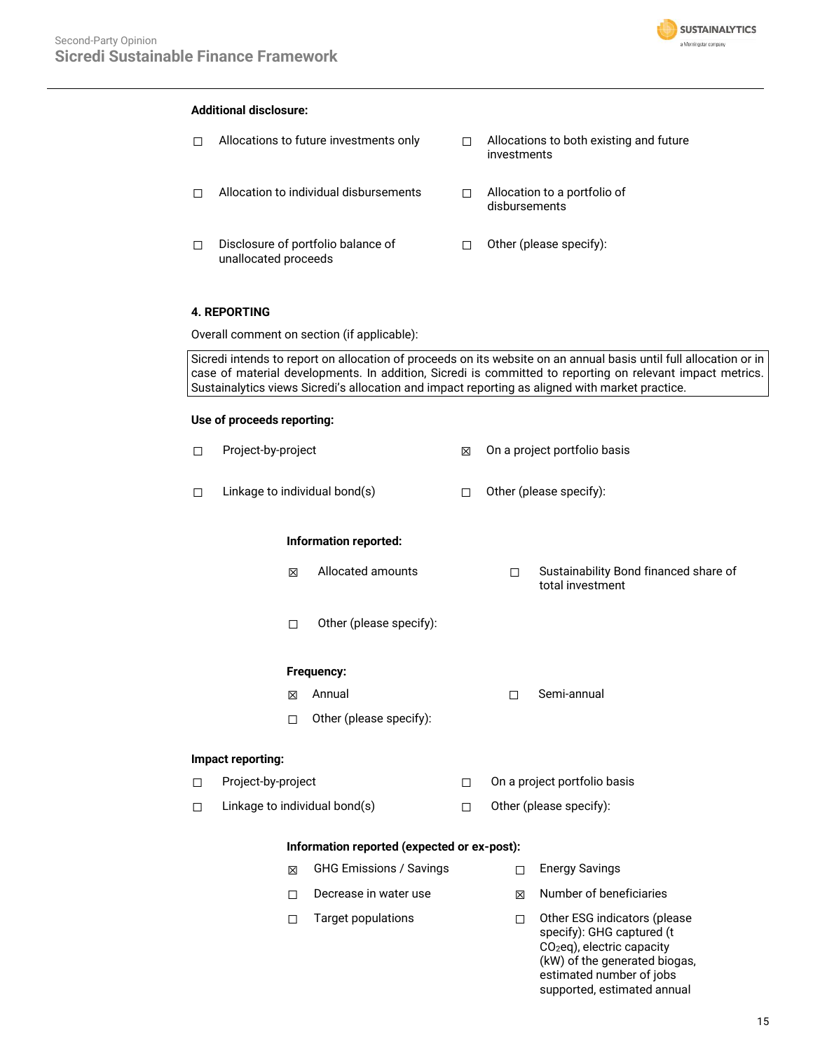**Additional disclosure:**

- ☐ Allocations to future investments only
- ☐ Allocations to both existing and future investments
- ☐ Allocation to individual disbursements
- ☐ Allocation to a portfolio of disbursements
- ☐ Disclosure of portfolio balance of unallocated proceeds
- ☐ Other (please specify):

**4. REPORTING**

Overall comment on section (if applicable):

Sicredi intends to report on allocation of proceeds on its website on an annual basis until full allocation or in case of material developments. In addition, Sicredi is committed to reporting on relevant impact metrics. Sustainalytics views Sicredi's allocation and impact reporting as aligned with market practice.

**Use of proceeds reporting:**

- ☐ Project-by-project
- ☒ On a project portfolio basis
- ☐ Linkage to individual bond(s)
- ☐ Other (please specify):

**Information reported:**

- ☒ Allocated amounts
- ☐ Sustainability Bond financed share of total investment
- ☐ Other (please specify):

**Frequency:**

- ☒ Annual
- ☐ Semi-annual
- ☐ Other (please specify):

**Impact reporting:**

- ☐ Project-by-project
- ☐ On a project portfolio basis
- ☐ Linkage to individual bond(s)
- ☐ Other (please specify):

**Information reported (expected or ex-post):**

- ☒ GHG Emissions / Savings
- ☐ Energy Savings
- ☐ Decrease in water use
- ☒ Number of beneficiaries
- ☐ Target populations
- ☐ Other ESG indicators (please specify): GHG captured (t $CO_2$eq), electric capacity (kW) of the generated biogas, estimated number of jobs supported, estimated annual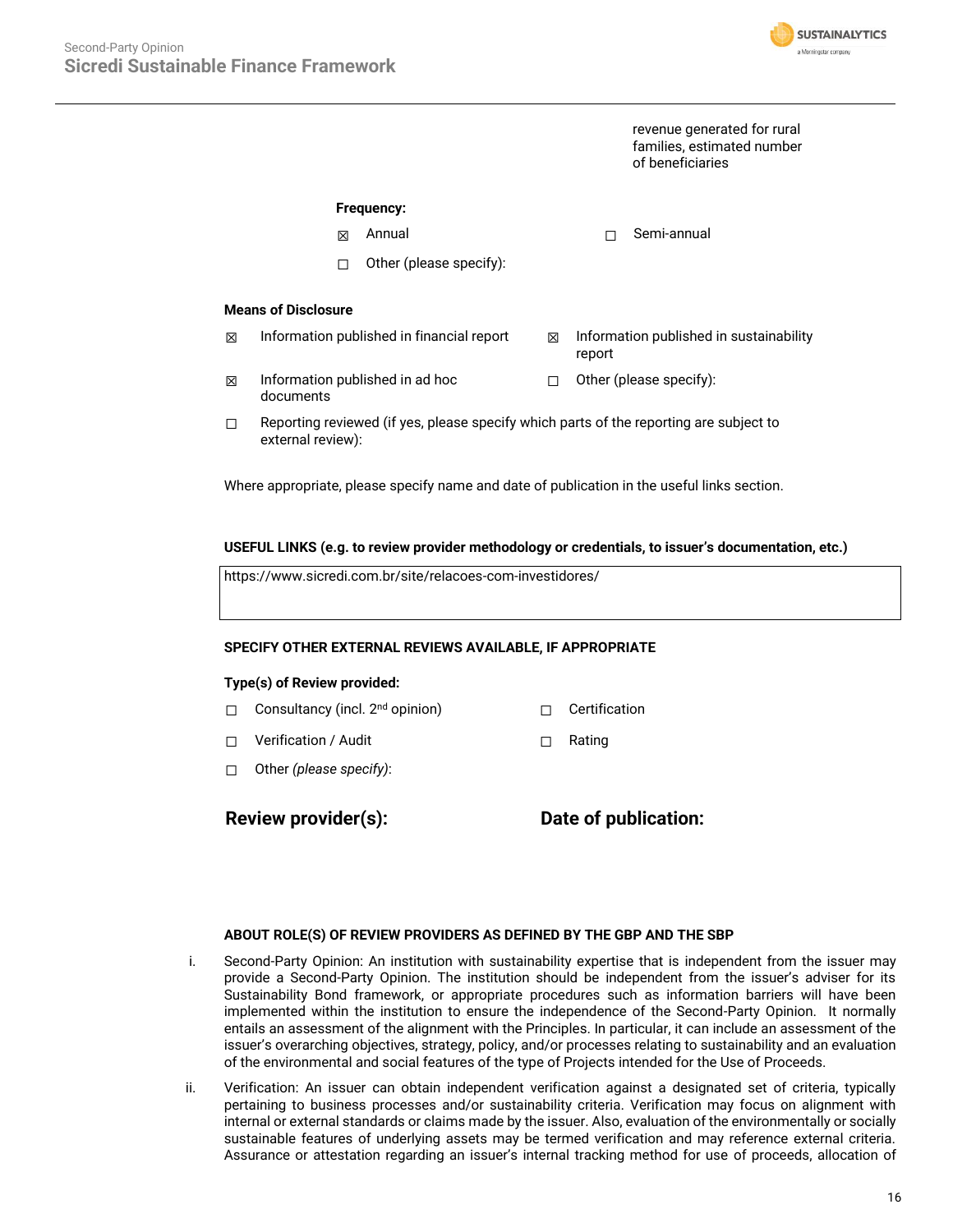revenue generated for rural families, estimated number of beneficiaries

**Frequency:**

☒ Annual

☐ Semi-annual

☐ Other (please specify):

**Means of Disclosure**

☒ Information published in financial report

☒ Information published in sustainability report

☒ Information published in ad hoc documents

☐ Other (please specify):

☐ Reporting reviewed (if yes, please specify which parts of the reporting are subject to external review):

Where appropriate, please specify name and date of publication in the useful links section.

**USEFUL LINKS (e.g. to review provider methodology or credentials, to issuer's documentation, etc.)**

| https://www.sicredi.com.br/site/relacoes-com-investidores/ |
|---|

**SPECIFY OTHER EXTERNAL REVIEWS AVAILABLE, IF APPROPRIATE**

**Type(s) of Review provided:**

☐ Consultancy (incl. 2nd opinion)

☐ Certification

☐ Verification / Audit

☐ Rating

☐ Other *(please specify)*:

**Review provider(s):**

**Date of publication:**

**ABOUT ROLE(S) OF REVIEW PROVIDERS AS DEFINED BY THE GBP AND THE SBP**

i. Second-Party Opinion: An institution with sustainability expertise that is independent from the issuer may provide a Second-Party Opinion. The institution should be independent from the issuer's adviser for its Sustainability Bond framework, or appropriate procedures such as information barriers will have been implemented within the institution to ensure the independence of the Second-Party Opinion. It normally entails an assessment of the alignment with the Principles. In particular, it can include an assessment of the issuer's overarching objectives, strategy, policy, and/or processes relating to sustainability and an evaluation of the environmental and social features of the type of Projects intended for the Use of Proceeds.

ii. Verification: An issuer can obtain independent verification against a designated set of criteria, typically pertaining to business processes and/or sustainability criteria. Verification may focus on alignment with internal or external standards or claims made by the issuer. Also, evaluation of the environmentally or socially sustainable features of underlying assets may be termed verification and may reference external criteria. Assurance or attestation regarding an issuer's internal tracking method for use of proceeds, allocation of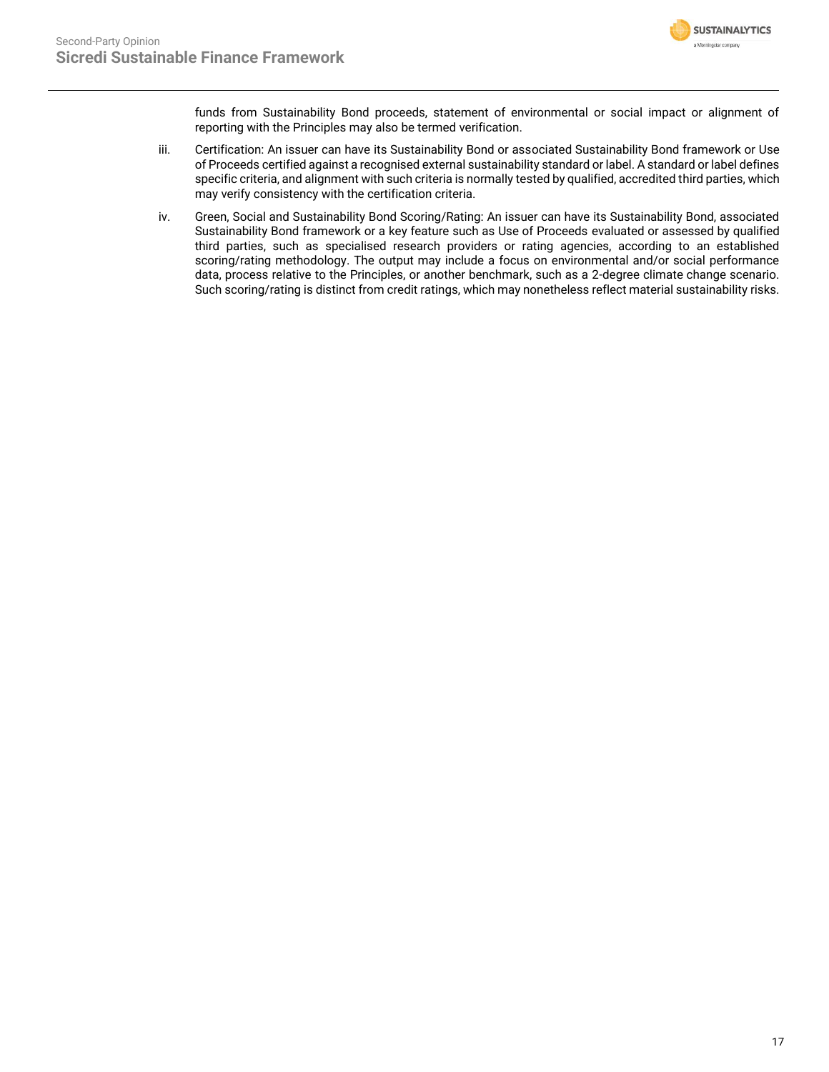funds from Sustainability Bond proceeds, statement of environmental or social impact or alignment of reporting with the Principles may also be termed verification.

iii. Certification: An issuer can have its Sustainability Bond or associated Sustainability Bond framework or Use of Proceeds certified against a recognised external sustainability standard or label. A standard or label defines specific criteria, and alignment with such criteria is normally tested by qualified, accredited third parties, which may verify consistency with the certification criteria.

iv. Green, Social and Sustainability Bond Scoring/Rating: An issuer can have its Sustainability Bond, associated Sustainability Bond framework or a key feature such as Use of Proceeds evaluated or assessed by qualified third parties, such as specialised research providers or rating agencies, according to an established scoring/rating methodology. The output may include a focus on environmental and/or social performance data, process relative to the Principles, or another benchmark, such as a 2-degree climate change scenario. Such scoring/rating is distinct from credit ratings, which may nonetheless reflect material sustainability risks.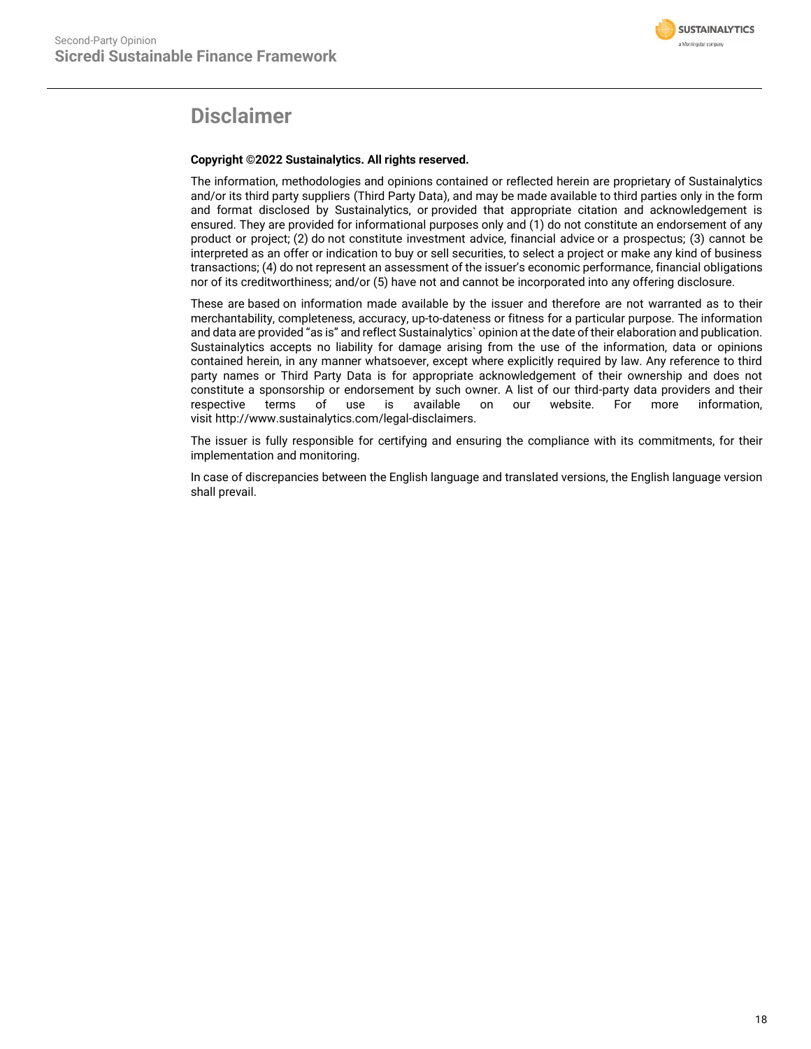# Disclaimer

**Copyright ©2022 Sustainalytics. All rights reserved.**

The information, methodologies and opinions contained or reflected herein are proprietary of Sustainalytics and/or its third party suppliers (Third Party Data), and may be made available to third parties only in the form and format disclosed by Sustainalytics, or provided that appropriate citation and acknowledgement is ensured. They are provided for informational purposes only and (1) do not constitute an endorsement of any product or project; (2) do not constitute investment advice, financial advice or a prospectus; (3) cannot be interpreted as an offer or indication to buy or sell securities, to select a project or make any kind of business transactions; (4) do not represent an assessment of the issuer's economic performance, financial obligations nor of its creditworthiness; and/or (5) have not and cannot be incorporated into any offering disclosure.

These are based on information made available by the issuer and therefore are not warranted as to their merchantability, completeness, accuracy, up-to-dateness or fitness for a particular purpose. The information and data are provided "as is" and reflect Sustainalytics` opinion at the date of their elaboration and publication. Sustainalytics accepts no liability for damage arising from the use of the information, data or opinions contained herein, in any manner whatsoever, except where explicitly required by law. Any reference to third party names or Third Party Data is for appropriate acknowledgement of their ownership and does not constitute a sponsorship or endorsement by such owner. A list of our third-party data providers and their respective terms of use is available on our website. For more information, visit http://www.sustainalytics.com/legal-disclaimers.

The issuer is fully responsible for certifying and ensuring the compliance with its commitments, for their implementation and monitoring.

In case of discrepancies between the English language and translated versions, the English language version shall prevail.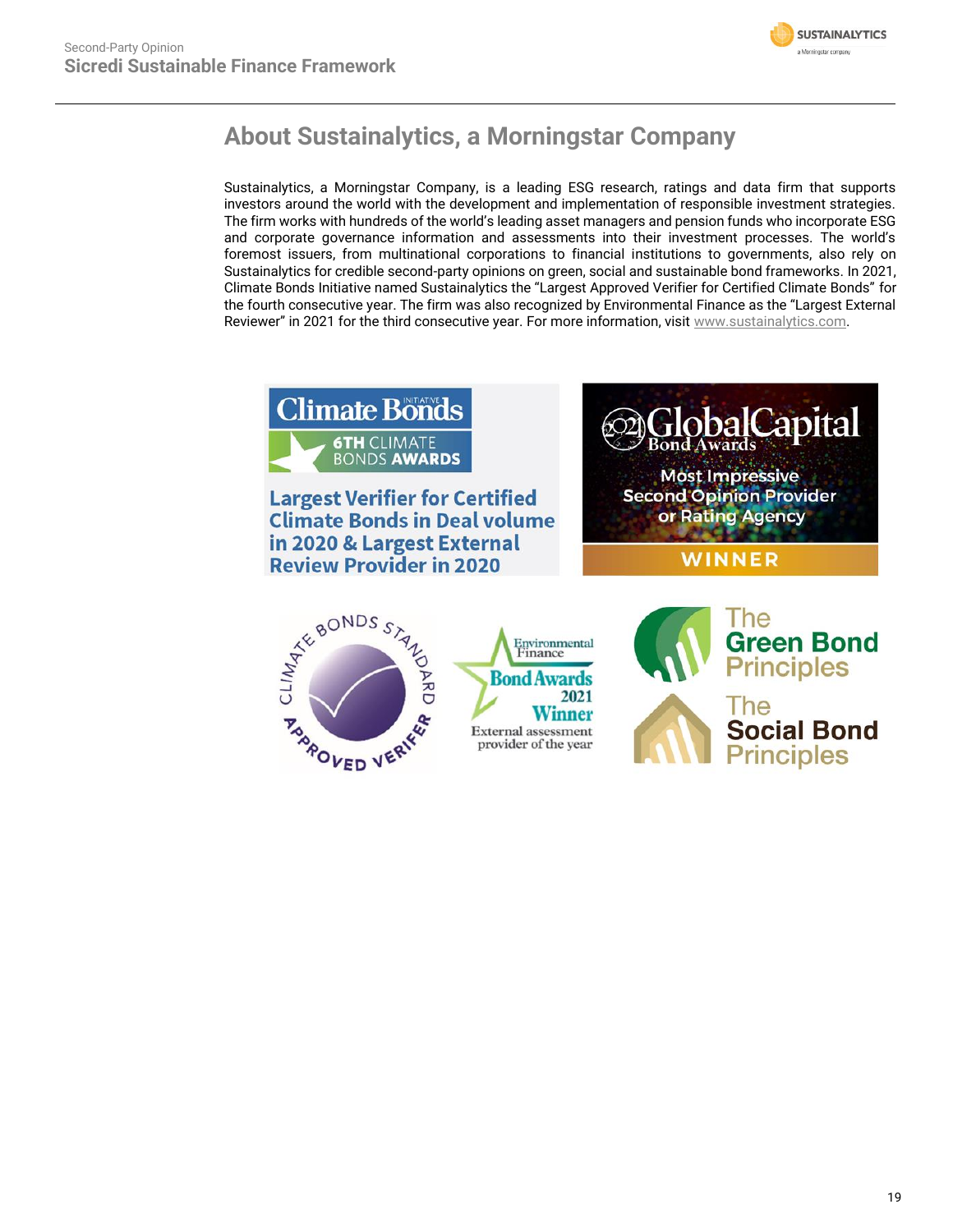## About Sustainalytics, a Morningstar Company

Sustainalytics, a Morningstar Company, is a leading ESG research, ratings and data firm that supports investors around the world with the development and implementation of responsible investment strategies. The firm works with hundreds of the world's leading asset managers and pension funds who incorporate ESG and corporate governance information and assessments into their investment processes. The world's foremost issuers, from multinational corporations to financial institutions to governments, also rely on Sustainalytics for credible second-party opinions on green, social and sustainable bond frameworks. In 2021, Climate Bonds Initiative named Sustainalytics the "Largest Approved Verifier for Certified Climate Bonds" for the fourth consecutive year. The firm was also recognized by Environmental Finance as the "Largest External Reviewer" in 2021 for the third consecutive year. For more information, visit www.sustainalytics.com.

Climate Bonds Initiative
6TH CLIMATE BONDS AWARDS
Largest Verifier for Certified Climate Bonds in Deal volume in 2020 & Largest External Review Provider in 2020

2021 GlobalCapital Bond Awards
Most Impressive Second Opinion Provider or Rating Agency
WINNER

CLIMATE BONDS STANDARD APPROVED VERIFIER

Environmental Finance Bond Awards 2021 Winner
External assessment provider of the year

The Green Bond Principles

The Social Bond Principles